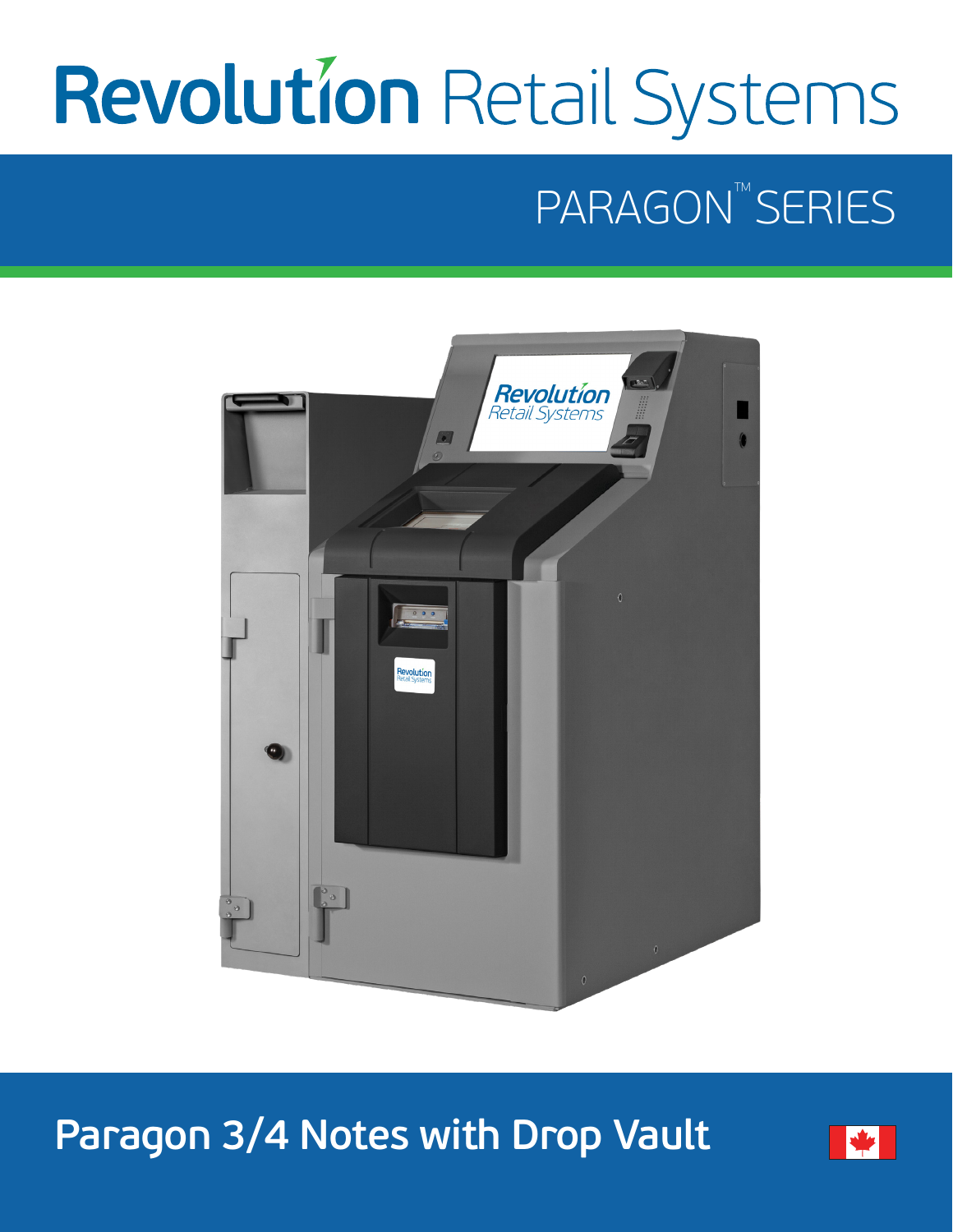# Revolution Retail Systems

## PARAGON™ SERIES

## Paragon 3/4 Notes with Drop Vault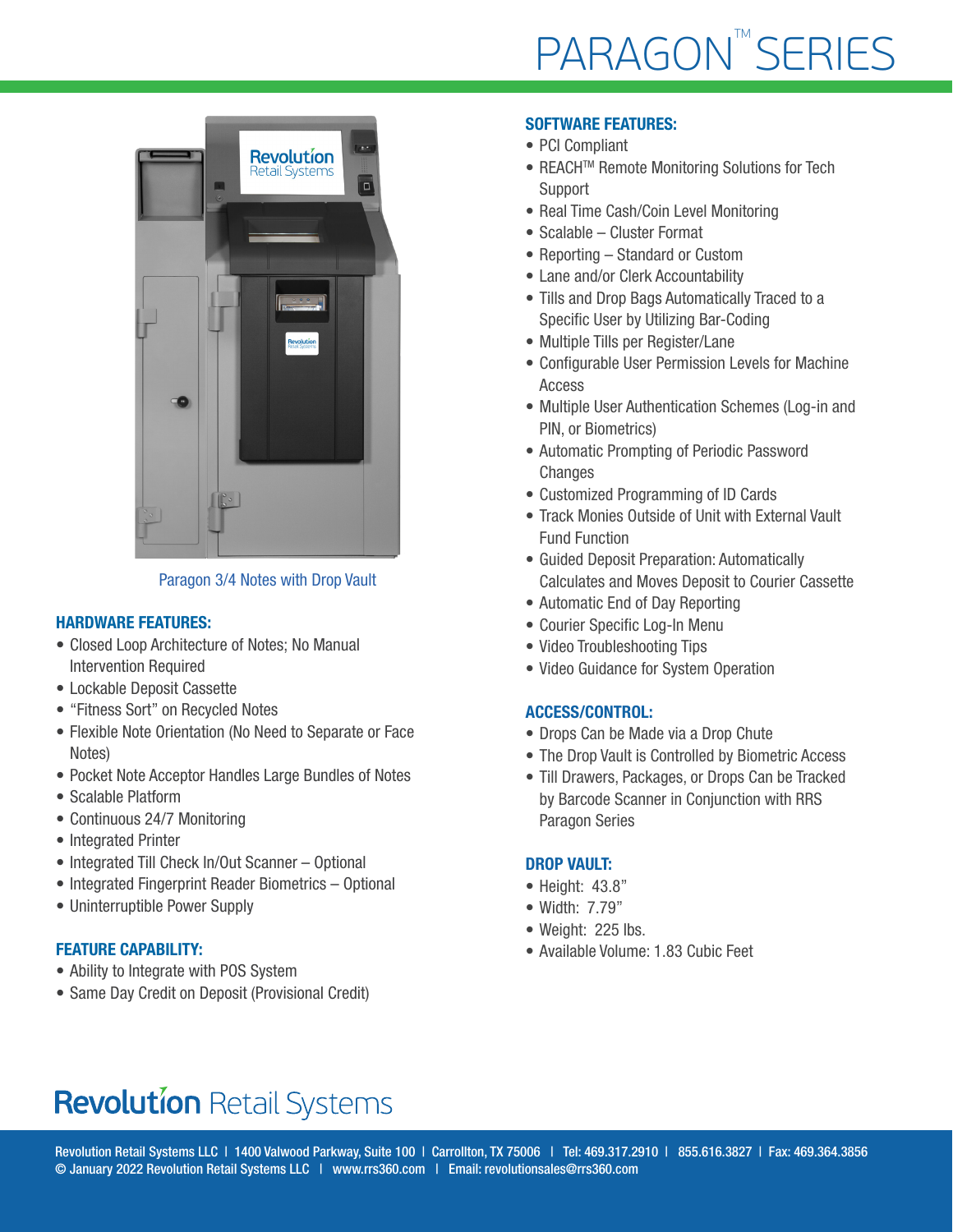# PARAGON™ SERIES

Paragon 3/4 Notes with Drop Vault

## HARDWARE FEATURES:

- Closed Loop Architecture of Notes; No Manual Intervention Required
- Lockable Deposit Cassette
- "Fitness Sort" on Recycled Notes
- Flexible Note Orientation (No Need to Separate or Face Notes)
- Pocket Note Acceptor Handles Large Bundles of Notes
- Scalable Platform
- Continuous 24/7 Monitoring
- Integrated Printer
- Integrated Till Check In/Out Scanner – Optional
- Integrated Fingerprint Reader Biometrics – Optional
- Uninterruptible Power Supply

## FEATURE CAPABILITY:

- Ability to Integrate with POS System
- Same Day Credit on Deposit (Provisional Credit)

## SOFTWARE FEATURES:

- PCI Compliant
- REACH™ Remote Monitoring Solutions for Tech Support
- Real Time Cash/Coin Level Monitoring
- Scalable – Cluster Format
- Reporting – Standard or Custom
- Lane and/or Clerk Accountability
- Tills and Drop Bags Automatically Traced to a Specific User by Utilizing Bar-Coding
- Multiple Tills per Register/Lane
- Configurable User Permission Levels for Machine Access
- Multiple User Authentication Schemes (Log-in and PIN, or Biometrics)
- Automatic Prompting of Periodic Password Changes
- Customized Programming of ID Cards
- Track Monies Outside of Unit with External Vault Fund Function
- Guided Deposit Preparation: Automatically Calculates and Moves Deposit to Courier Cassette
- Automatic End of Day Reporting
- Courier Specific Log-In Menu
- Video Troubleshooting Tips
- Video Guidance for System Operation

## ACCESS/CONTROL:

- Drops Can be Made via a Drop Chute
- The Drop Vault is Controlled by Biometric Access
- Till Drawers, Packages, or Drops Can be Tracked by Barcode Scanner in Conjunction with RRS Paragon Series

## DROP VAULT:

- Height: 43.8"
- Width: 7.79"
- Weight: 225 lbs.
- Available Volume: 1.83 Cubic Feet

**Revolution Retail Systems**

Revolution Retail Systems LLC | 1400 Valwood Parkway, Suite 100 | Carrollton, TX 75006 | Tel: 469.317.2910 | 855.616.3827 | Fax: 469.364.3856
© January 2022 Revolution Retail Systems LLC | www.rrs360.com | Email: revolutionsales@rrs360.com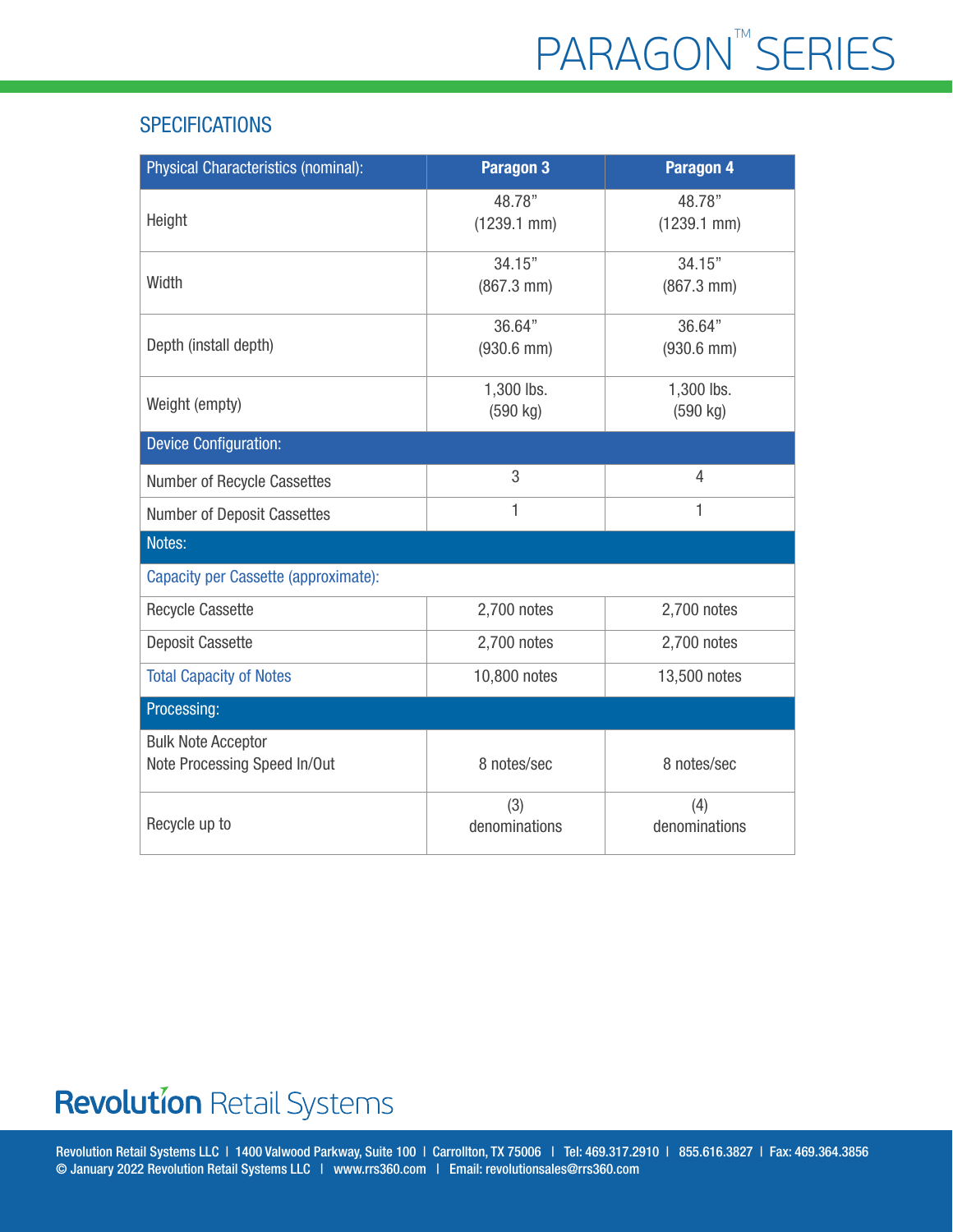# PARAGON™ SERIES

## SPECIFICATIONS

| Physical Characteristics (nominal): | Paragon 3 | Paragon 4 |
|---|---|---|
| Height | 48.78” (1239.1 mm) | 48.78” (1239.1 mm) |
| Width | 34.15” (867.3 mm) | 34.15” (867.3 mm) |
| Depth (install depth) | 36.64” (930.6 mm) | 36.64” (930.6 mm) |
| Weight (empty) | 1,300 lbs. (590 kg) | 1,300 lbs. (590 kg) |
| **Device Configuration:** | | |
| Number of Recycle Cassettes | 3 | 4 |
| Number of Deposit Cassettes | 1 | 1 |
| **Notes:** | | |
| Capacity per Cassette (approximate): | | |
| Recycle Cassette | 2,700 notes | 2,700 notes |
| Deposit Cassette | 2,700 notes | 2,700 notes |
| Total Capacity of Notes | 10,800 notes | 13,500 notes |
| **Processing:** | | |
| Bulk Note Acceptor Note Processing Speed In/Out | 8 notes/sec | 8 notes/sec |
| Recycle up to | (3) denominations | (4) denominations |

**Revolution** Retail Systems

Revolution Retail Systems LLC | 1400 Valwood Parkway, Suite 100 | Carrollton, TX 75006 | Tel: 469.317.2910 | 855.616.3827 | Fax: 469.364.3856
© January 2022 Revolution Retail Systems LLC | www.rrs360.com | Email: revolutionsales@rrs360.com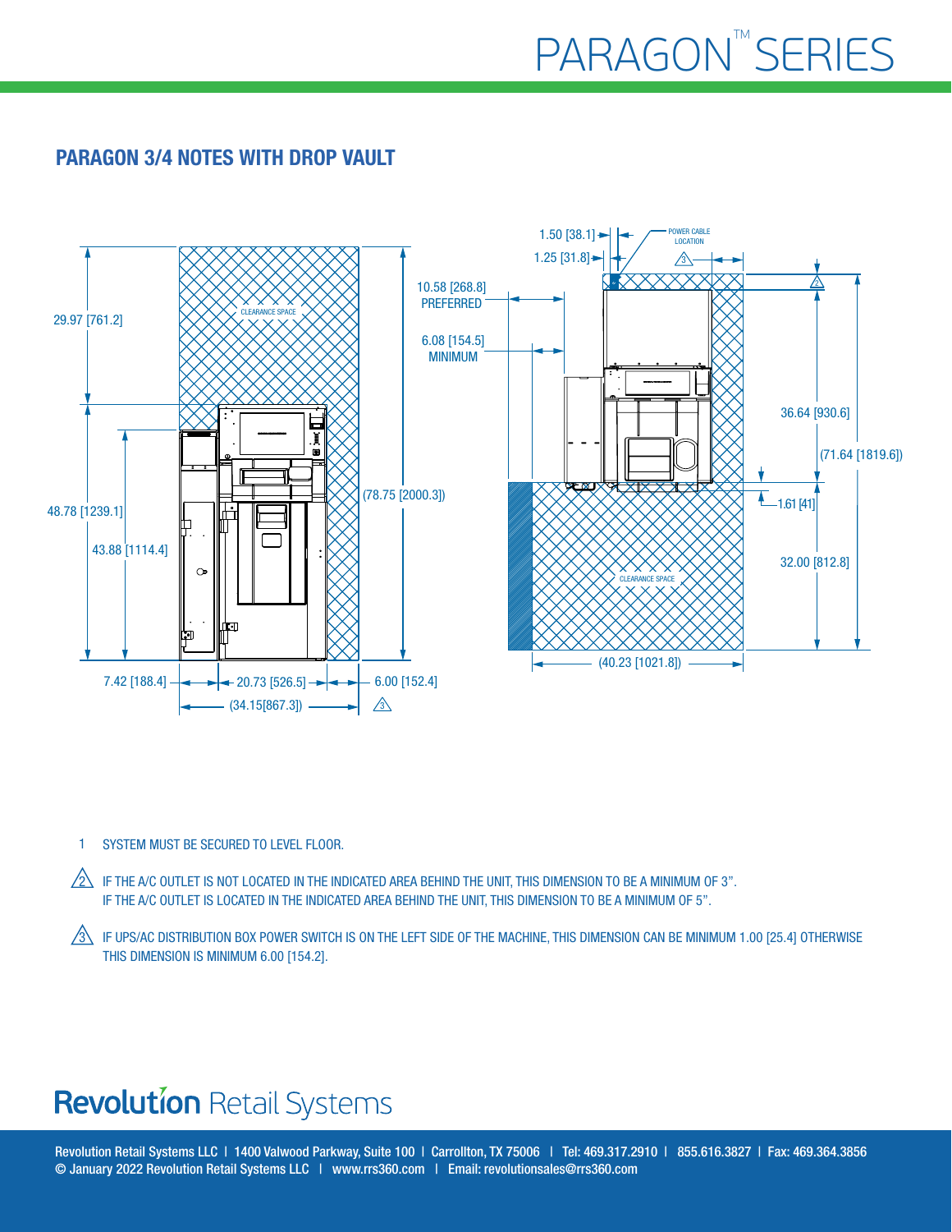PARAGON™ SERIES

## PARAGON 3/4 NOTES WITH DROP VAULT

CLEARANCE SPACE

29.97 [761.2]

48.78 [1239.1]

43.88 [1114.4]

(78.75 [2000.3])

7.42 [188.4]

20.73 [526.5]

6.00 [152.4]

(34.15[867.3])

3

1.50 [38.1]

1.25 [31.8]

POWER CABLE LOCATION

3

2

10.58 [268.8] PREFERRED

6.08 [154.5] MINIMUM

36.64 [930.6]

(71.64 [1819.6])

1.61 [41]

32.00 [812.8]

CLEARANCE SPACE

(40.23 [1021.8])

1 SYSTEM MUST BE SECURED TO LEVEL FLOOR.

2 IF THE A/C OUTLET IS NOT LOCATED IN THE INDICATED AREA BEHIND THE UNIT, THIS DIMENSION TO BE A MINIMUM OF 3". IF THE A/C OUTLET IS LOCATED IN THE INDICATED AREA BEHIND THE UNIT, THIS DIMENSION TO BE A MINIMUM OF 5".

3 IF UPS/AC DISTRIBUTION BOX POWER SWITCH IS ON THE LEFT SIDE OF THE MACHINE, THIS DIMENSION CAN BE MINIMUM 1.00 [25.4] OTHERWISE THIS DIMENSION IS MINIMUM 6.00 [154.2].

**Revolution** Retail Systems

Revolution Retail Systems LLC | 1400 Valwood Parkway, Suite 100 | Carrollton, TX 75006 | Tel: 469.317.2910 | 855.616.3827 | Fax: 469.364.3856
© January 2022 Revolution Retail Systems LLC | www.rrs360.com | Email: revolutionsales@rrs360.com